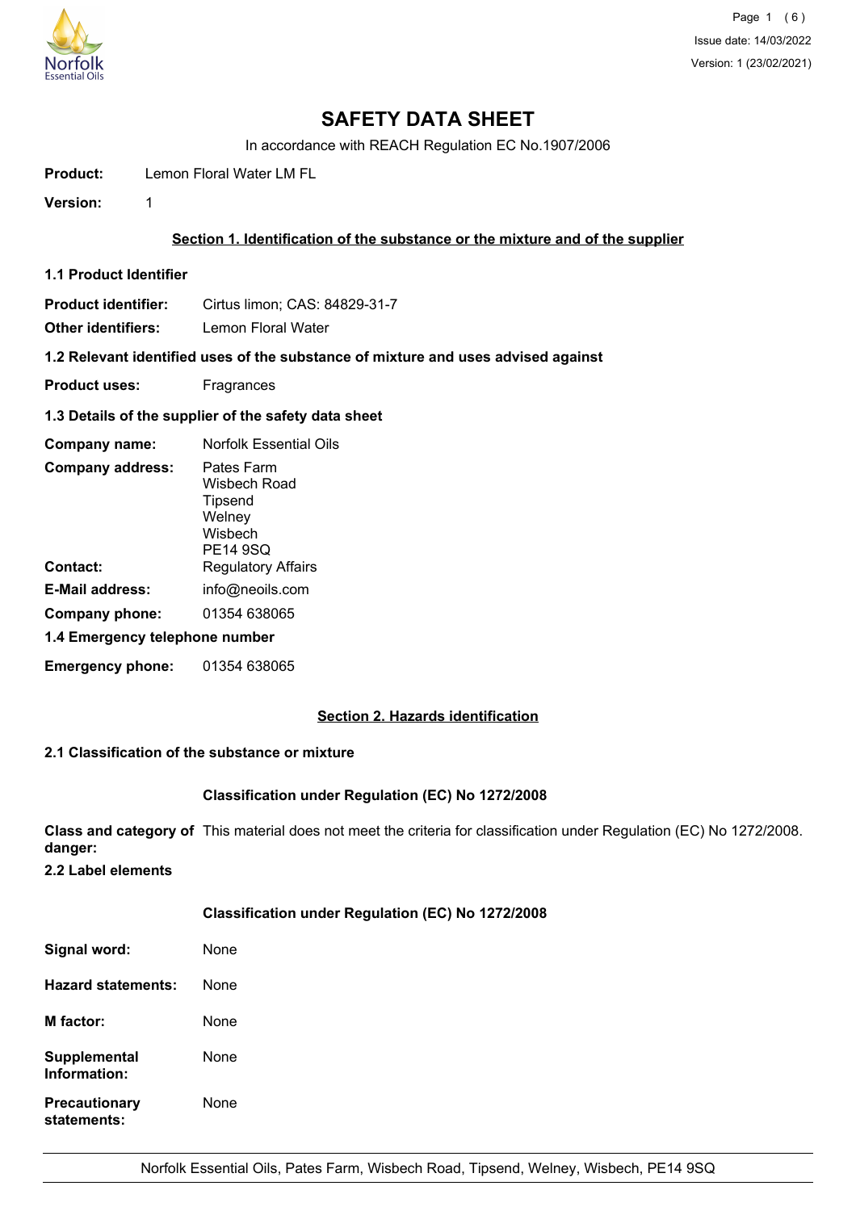# SAFETY DATA SHEET

In accordance with REACH Regulation EC No.1907/2006

**Product:** Lemon Floral Water LM FL

**Version:** 1

## Section 1. Identification of the substance or the mixture and of the supplier

### 1.1 Product Identifier

**Product identifier:** Cirtus limon; CAS: 84829-31-7

**Other identifiers:** Lemon Floral Water

### 1.2 Relevant identified uses of the substance of mixture and uses advised against

**Product uses:** Fragrances

### 1.3 Details of the supplier of the safety data sheet

**Company name:** Norfolk Essential Oils

**Company address:** Pates Farm
Wisbech Road
Tipsend
Welney
Wisbech
PE14 9SQ

**Contact:** Regulatory Affairs

**E-Mail address:** info@neoils.com

**Company phone:** 01354 638065

### 1.4 Emergency telephone number

**Emergency phone:** 01354 638065

## Section 2. Hazards identification

### 2.1 Classification of the substance or mixture

**Classification under Regulation (EC) No 1272/2008**

**Class and category of danger:** This material does not meet the criteria for classification under Regulation (EC) No 1272/2008.

### 2.2 Label elements

**Classification under Regulation (EC) No 1272/2008**

**Signal word:** None

**Hazard statements:** None

**M factor:** None

**Supplemental Information:** None

**Precautionary statements:** None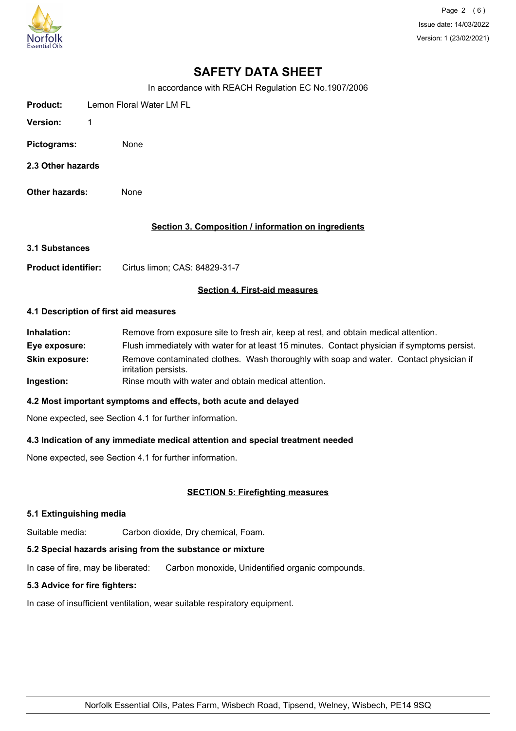# SAFETY DATA SHEET

In accordance with REACH Regulation EC No.1907/2006

**Product:** Lemon Floral Water LM FL

**Version:** 1

**Pictograms:** None

**2.3 Other hazards**

**Other hazards:** None

## Section 3. Composition / information on ingredients

**3.1 Substances**

**Product identifier:** Cirtus limon; CAS: 84829-31-7

## Section 4. First-aid measures

**4.1 Description of first aid measures**

**Inhalation:** Remove from exposure site to fresh air, keep at rest, and obtain medical attention.

**Eye exposure:** Flush immediately with water for at least 15 minutes. Contact physician if symptoms persist.

**Skin exposure:** Remove contaminated clothes. Wash thoroughly with soap and water. Contact physician if irritation persists.

**Ingestion:** Rinse mouth with water and obtain medical attention.

**4.2 Most important symptoms and effects, both acute and delayed**

None expected, see Section 4.1 for further information.

**4.3 Indication of any immediate medical attention and special treatment needed**

None expected, see Section 4.1 for further information.

## SECTION 5: Firefighting measures

**5.1 Extinguishing media**

Suitable media: Carbon dioxide, Dry chemical, Foam.

**5.2 Special hazards arising from the substance or mixture**

In case of fire, may be liberated: Carbon monoxide, Unidentified organic compounds.

**5.3 Advice for fire fighters:**

In case of insufficient ventilation, wear suitable respiratory equipment.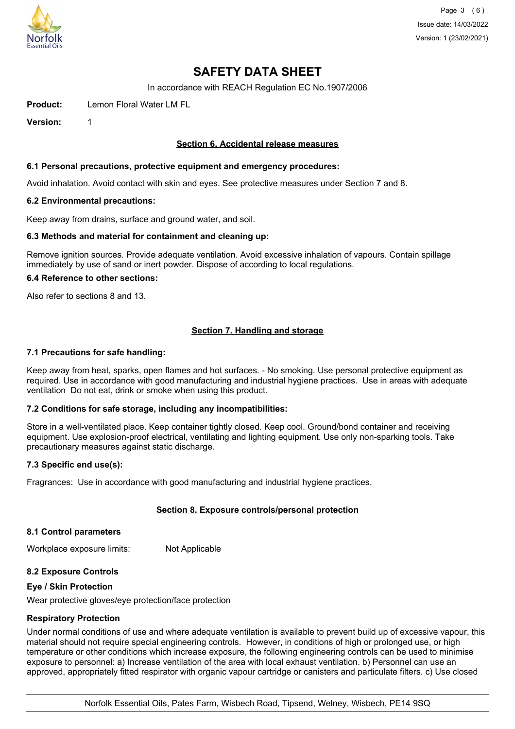# SAFETY DATA SHEET

In accordance with REACH Regulation EC No.1907/2006

**Product:** Lemon Floral Water LM FL

**Version:** 1

## Section 6. Accidental release measures

### 6.1 Personal precautions, protective equipment and emergency procedures:

Avoid inhalation. Avoid contact with skin and eyes. See protective measures under Section 7 and 8.

### 6.2 Environmental precautions:

Keep away from drains, surface and ground water, and soil.

### 6.3 Methods and material for containment and cleaning up:

Remove ignition sources. Provide adequate ventilation. Avoid excessive inhalation of vapours. Contain spillage immediately by use of sand or inert powder. Dispose of according to local regulations.

### 6.4 Reference to other sections:

Also refer to sections 8 and 13.

## Section 7. Handling and storage

### 7.1 Precautions for safe handling:

Keep away from heat, sparks, open flames and hot surfaces. - No smoking. Use personal protective equipment as required. Use in accordance with good manufacturing and industrial hygiene practices. Use in areas with adequate ventilation Do not eat, drink or smoke when using this product.

### 7.2 Conditions for safe storage, including any incompatibilities:

Store in a well-ventilated place. Keep container tightly closed. Keep cool. Ground/bond container and receiving equipment. Use explosion-proof electrical, ventilating and lighting equipment. Use only non-sparking tools. Take precautionary measures against static discharge.

### 7.3 Specific end use(s):

Fragrances: Use in accordance with good manufacturing and industrial hygiene practices.

## Section 8. Exposure controls/personal protection

### 8.1 Control parameters

Workplace exposure limits: Not Applicable

### 8.2 Exposure Controls

**Eye / Skin Protection**

Wear protective gloves/eye protection/face protection

**Respiratory Protection**

Under normal conditions of use and where adequate ventilation is available to prevent build up of excessive vapour, this material should not require special engineering controls. However, in conditions of high or prolonged use, or high temperature or other conditions which increase exposure, the following engineering controls can be used to minimise exposure to personnel: a) Increase ventilation of the area with local exhaust ventilation. b) Personnel can use an approved, appropriately fitted respirator with organic vapour cartridge or canisters and particulate filters. c) Use closed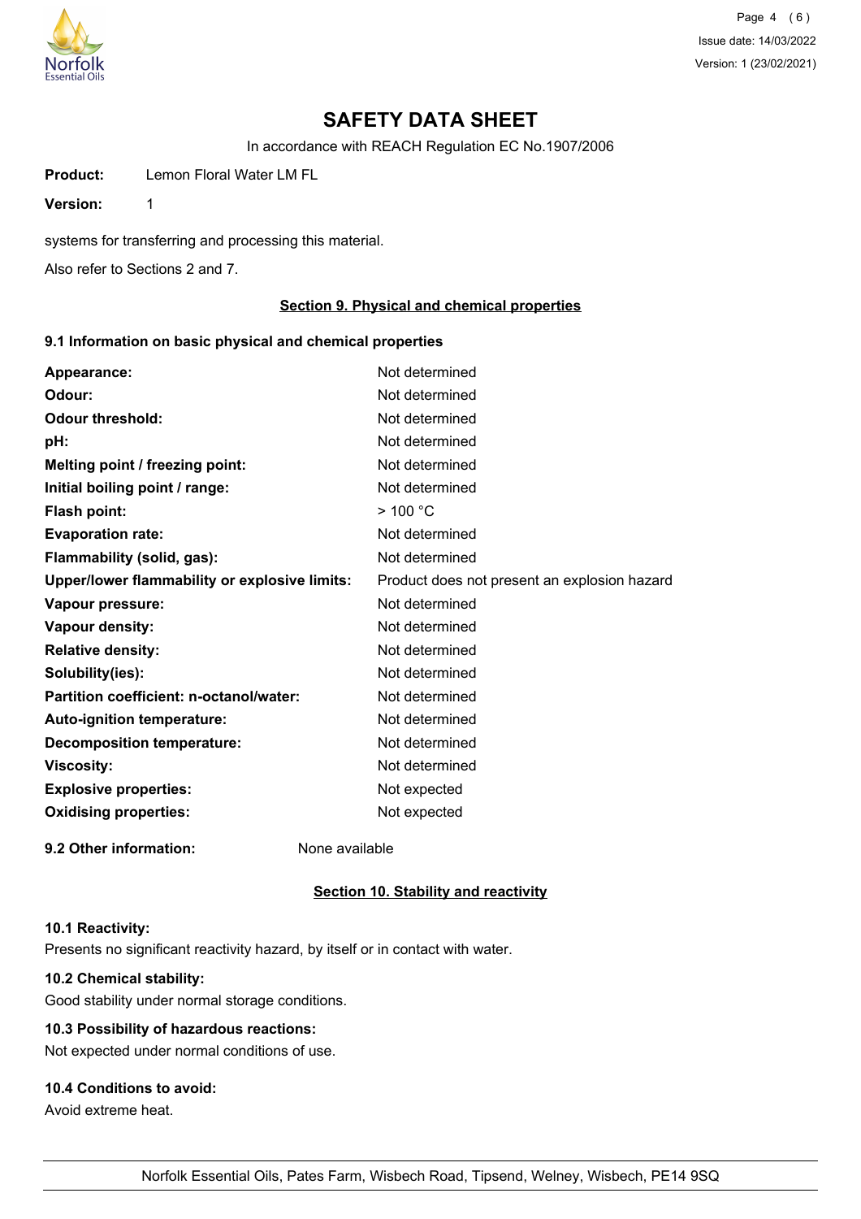# SAFETY DATA SHEET

In accordance with REACH Regulation EC No.1907/2006

**Product:** Lemon Floral Water LM FL

**Version:** 1

systems for transferring and processing this material.

Also refer to Sections 2 and 7.

## Section 9. Physical and chemical properties

### 9.1 Information on basic physical and chemical properties

| | |
|---|---|
| **Appearance:** | Not determined |
| **Odour:** | Not determined |
| **Odour threshold:** | Not determined |
| **pH:** | Not determined |
| **Melting point / freezing point:** | Not determined |
| **Initial boiling point / range:** | Not determined |
| **Flash point:** | > 100 °C |
| **Evaporation rate:** | Not determined |
| **Flammability (solid, gas):** | Not determined |
| **Upper/lower flammability or explosive limits:** | Product does not present an explosion hazard |
| **Vapour pressure:** | Not determined |
| **Vapour density:** | Not determined |
| **Relative density:** | Not determined |
| **Solubility(ies):** | Not determined |
| **Partition coefficient: n-octanol/water:** | Not determined |
| **Auto-ignition temperature:** | Not determined |
| **Decomposition temperature:** | Not determined |
| **Viscosity:** | Not determined |
| **Explosive properties:** | Not expected |
| **Oxidising properties:** | Not expected |

**9.2 Other information:** None available

## Section 10. Stability and reactivity

**10.1 Reactivity:**

Presents no significant reactivity hazard, by itself or in contact with water.

**10.2 Chemical stability:**

Good stability under normal storage conditions.

**10.3 Possibility of hazardous reactions:**

Not expected under normal conditions of use.

**10.4 Conditions to avoid:**

Avoid extreme heat.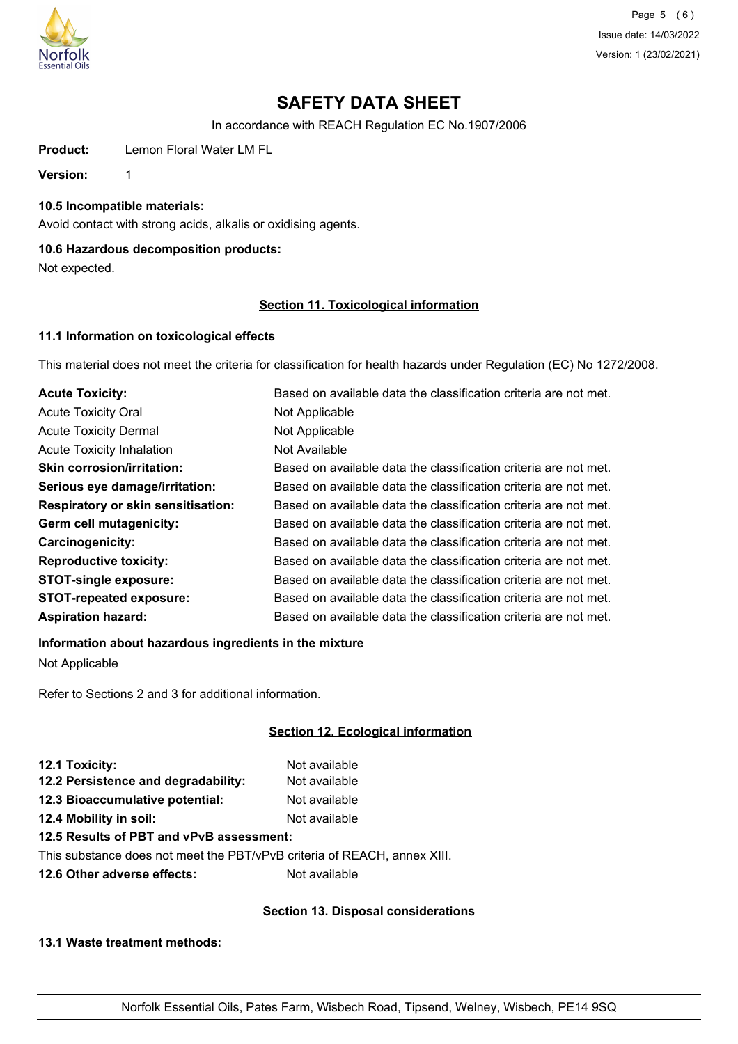# SAFETY DATA SHEET

In accordance with REACH Regulation EC No.1907/2006

**Product:** Lemon Floral Water LM FL

**Version:** 1

### 10.5 Incompatible materials:

Avoid contact with strong acids, alkalis or oxidising agents.

### 10.6 Hazardous decomposition products:

Not expected.

## Section 11. Toxicological information

### 11.1 Information on toxicological effects

This material does not meet the criteria for classification for health hazards under Regulation (EC) No 1272/2008.

| | |
|---|---|
| **Acute Toxicity:** | Based on available data the classification criteria are not met. |
| Acute Toxicity Oral | Not Applicable |
| Acute Toxicity Dermal | Not Applicable |
| Acute Toxicity Inhalation | Not Available |
| **Skin corrosion/irritation:** | Based on available data the classification criteria are not met. |
| **Serious eye damage/irritation:** | Based on available data the classification criteria are not met. |
| **Respiratory or skin sensitisation:** | Based on available data the classification criteria are not met. |
| **Germ cell mutagenicity:** | Based on available data the classification criteria are not met. |
| **Carcinogenicity:** | Based on available data the classification criteria are not met. |
| **Reproductive toxicity:** | Based on available data the classification criteria are not met. |
| **STOT-single exposure:** | Based on available data the classification criteria are not met. |
| **STOT-repeated exposure:** | Based on available data the classification criteria are not met. |
| **Aspiration hazard:** | Based on available data the classification criteria are not met. |

### Information about hazardous ingredients in the mixture

Not Applicable

Refer to Sections 2 and 3 for additional information.

## Section 12. Ecological information

| | |
|---|---|
| **12.1 Toxicity:** | Not available |
| **12.2 Persistence and degradability:** | Not available |
| **12.3 Bioaccumulative potential:** | Not available |
| **12.4 Mobility in soil:** | Not available |

**12.5 Results of PBT and vPvB assessment:**

This substance does not meet the PBT/vPvB criteria of REACH, annex XIII.

**12.6 Other adverse effects:** Not available

## Section 13. Disposal considerations

### 13.1 Waste treatment methods: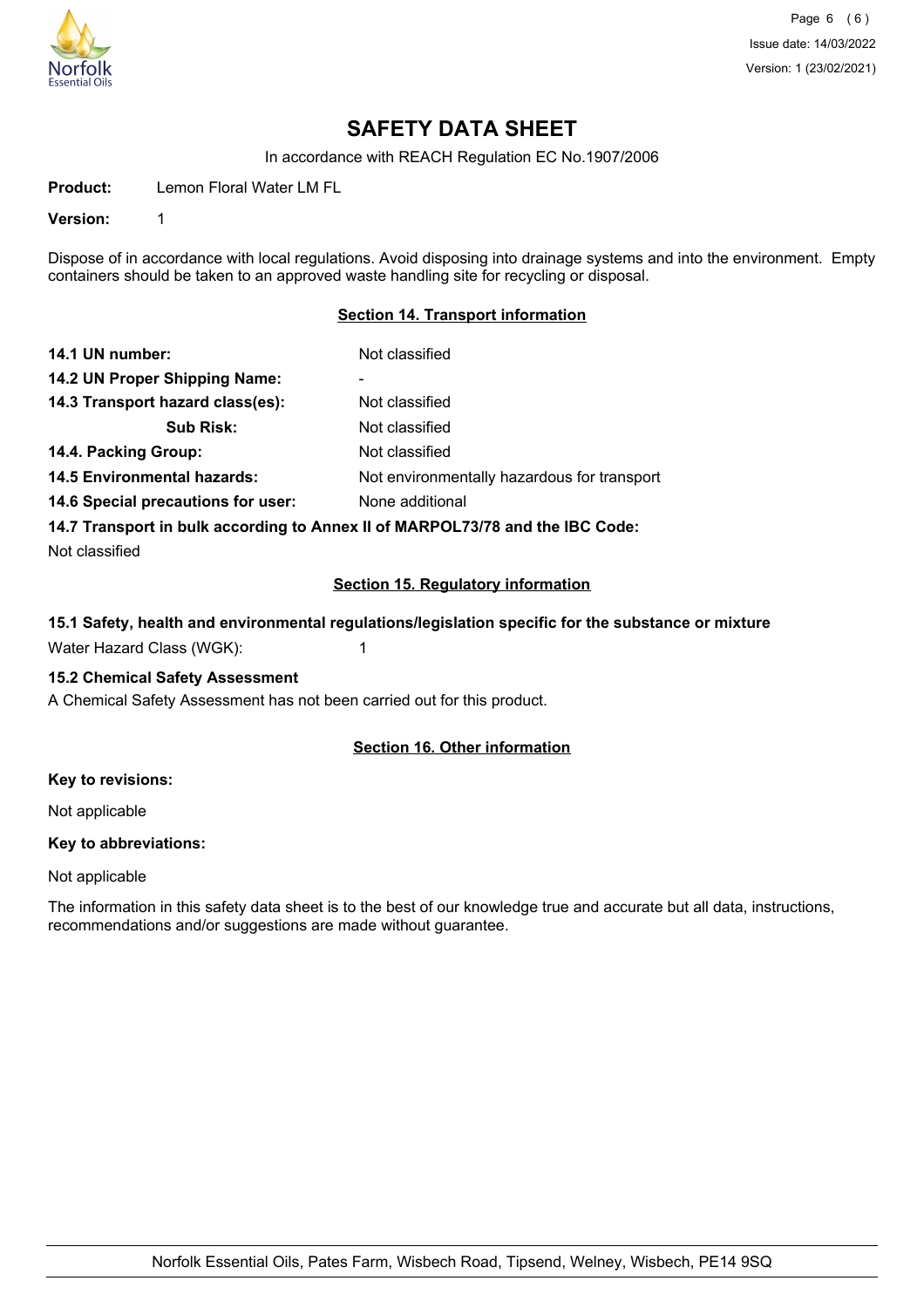# SAFETY DATA SHEET

In accordance with REACH Regulation EC No.1907/2006

**Product:** Lemon Floral Water LM FL

**Version:** 1

Dispose of in accordance with local regulations. Avoid disposing into drainage systems and into the environment. Empty containers should be taken to an approved waste handling site for recycling or disposal.

## Section 14. Transport information

| | |
|---|---|
| **14.1 UN number:** | Not classified |
| **14.2 UN Proper Shipping Name:** | - |
| **14.3 Transport hazard class(es):** | Not classified |
| **Sub Risk:** | Not classified |
| **14.4. Packing Group:** | Not classified |
| **14.5 Environmental hazards:** | Not environmentally hazardous for transport |
| **14.6 Special precautions for user:** | None additional |

**14.7 Transport in bulk according to Annex II of MARPOL73/78 and the IBC Code:**

Not classified

## Section 15. Regulatory information

**15.1 Safety, health and environmental regulations/legislation specific for the substance or mixture**

Water Hazard Class (WGK): 1

**15.2 Chemical Safety Assessment**

A Chemical Safety Assessment has not been carried out for this product.

## Section 16. Other information

**Key to revisions:**

Not applicable

**Key to abbreviations:**

Not applicable

The information in this safety data sheet is to the best of our knowledge true and accurate but all data, instructions, recommendations and/or suggestions are made without guarantee.